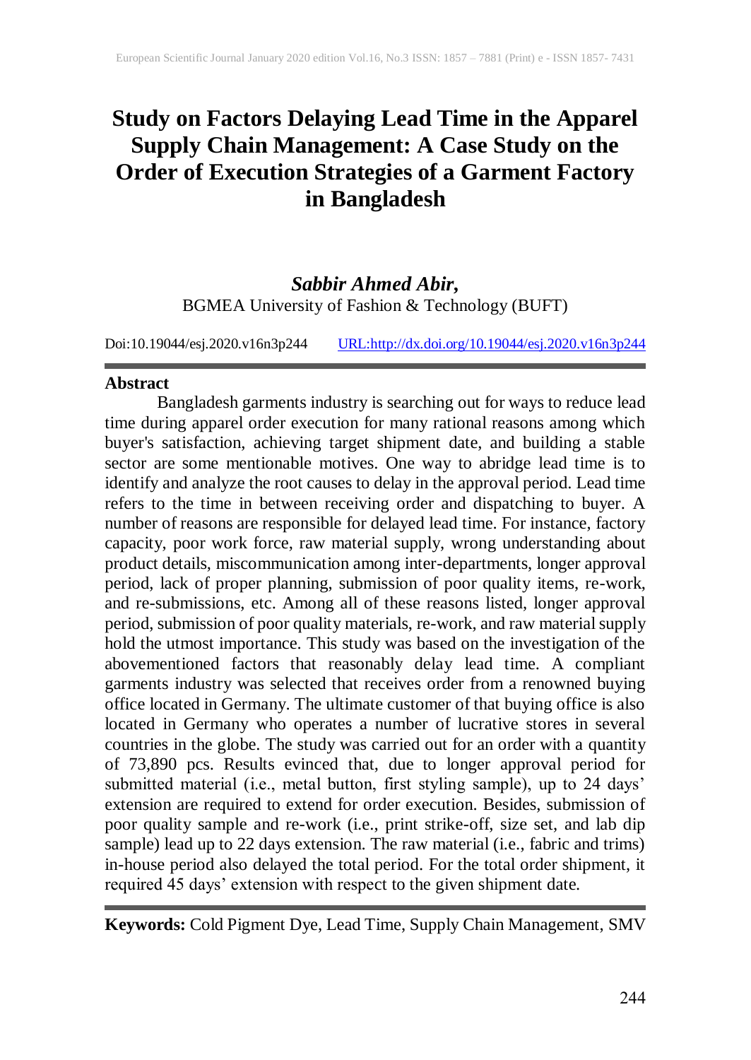# Study on Factors Delaying Lead Time in the Apparel Supply Chain Management: A Case Study on the Order of Execution Strategies of a Garment Factory in Bangladesh

***Sabbir Ahmed Abir,***
BGMEA University of Fashion & Technology (BUFT)

Doi:10.19044/esj.2020.v16n3p244 URL:http://dx.doi.org/10.19044/esj.2020.v16n3p244

## Abstract

Bangladesh garments industry is searching out for ways to reduce lead time during apparel order execution for many rational reasons among which buyer's satisfaction, achieving target shipment date, and building a stable sector are some mentionable motives. One way to abridge lead time is to identify and analyze the root causes to delay in the approval period. Lead time refers to the time in between receiving order and dispatching to buyer. A number of reasons are responsible for delayed lead time. For instance, factory capacity, poor work force, raw material supply, wrong understanding about product details, miscommunication among inter-departments, longer approval period, lack of proper planning, submission of poor quality items, re-work, and re-submissions, etc. Among all of these reasons listed, longer approval period, submission of poor quality materials, re-work, and raw material supply hold the utmost importance. This study was based on the investigation of the abovementioned factors that reasonably delay lead time. A compliant garments industry was selected that receives order from a renowned buying office located in Germany. The ultimate customer of that buying office is also located in Germany who operates a number of lucrative stores in several countries in the globe. The study was carried out for an order with a quantity of 73,890 pcs. Results evinced that, due to longer approval period for submitted material (i.e., metal button, first styling sample), up to 24 days' extension are required to extend for order execution. Besides, submission of poor quality sample and re-work (i.e., print strike-off, size set, and lab dip sample) lead up to 22 days extension. The raw material (i.e., fabric and trims) in-house period also delayed the total period. For the total order shipment, it required 45 days' extension with respect to the given shipment date.

**Keywords:** Cold Pigment Dye, Lead Time, Supply Chain Management, SMV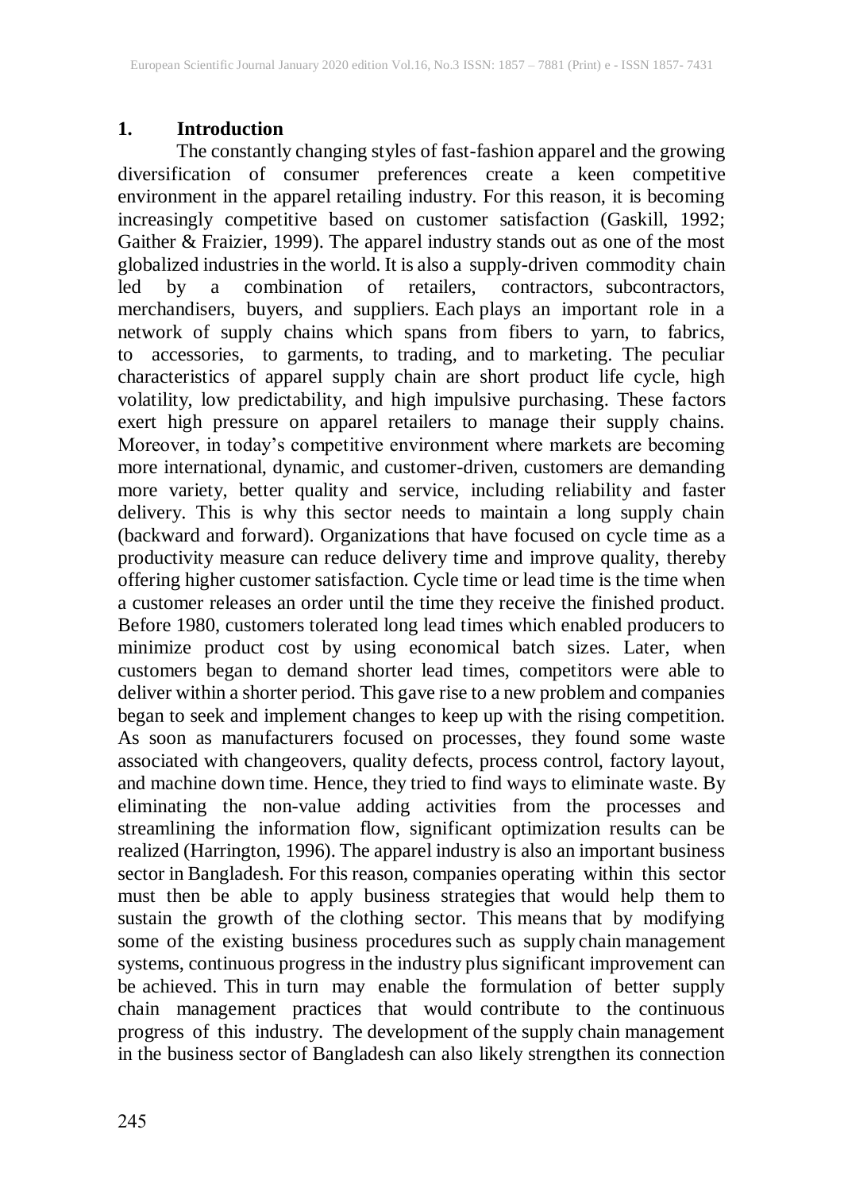## 1. Introduction

The constantly changing styles of fast-fashion apparel and the growing diversification of consumer preferences create a keen competitive environment in the apparel retailing industry. For this reason, it is becoming increasingly competitive based on customer satisfaction (Gaskill, 1992; Gaither & Fraizier, 1999). The apparel industry stands out as one of the most globalized industries in the world. It is also a supply-driven commodity chain led by a combination of retailers, contractors, subcontractors, merchandisers, buyers, and suppliers. Each plays an important role in a network of supply chains which spans from fibers to yarn, to fabrics, to accessories, to garments, to trading, and to marketing. The peculiar characteristics of apparel supply chain are short product life cycle, high volatility, low predictability, and high impulsive purchasing. These factors exert high pressure on apparel retailers to manage their supply chains. Moreover, in today's competitive environment where markets are becoming more international, dynamic, and customer-driven, customers are demanding more variety, better quality and service, including reliability and faster delivery. This is why this sector needs to maintain a long supply chain (backward and forward). Organizations that have focused on cycle time as a productivity measure can reduce delivery time and improve quality, thereby offering higher customer satisfaction. Cycle time or lead time is the time when a customer releases an order until the time they receive the finished product. Before 1980, customers tolerated long lead times which enabled producers to minimize product cost by using economical batch sizes. Later, when customers began to demand shorter lead times, competitors were able to deliver within a shorter period. This gave rise to a new problem and companies began to seek and implement changes to keep up with the rising competition. As soon as manufacturers focused on processes, they found some waste associated with changeovers, quality defects, process control, factory layout, and machine down time. Hence, they tried to find ways to eliminate waste. By eliminating the non-value adding activities from the processes and streamlining the information flow, significant optimization results can be realized (Harrington, 1996). The apparel industry is also an important business sector in Bangladesh. For this reason, companies operating within this sector must then be able to apply business strategies that would help them to sustain the growth of the clothing sector. This means that by modifying some of the existing business procedures such as supply chain management systems, continuous progress in the industry plus significant improvement can be achieved. This in turn may enable the formulation of better supply chain management practices that would contribute to the continuous progress of this industry. The development of the supply chain management in the business sector of Bangladesh can also likely strengthen its connection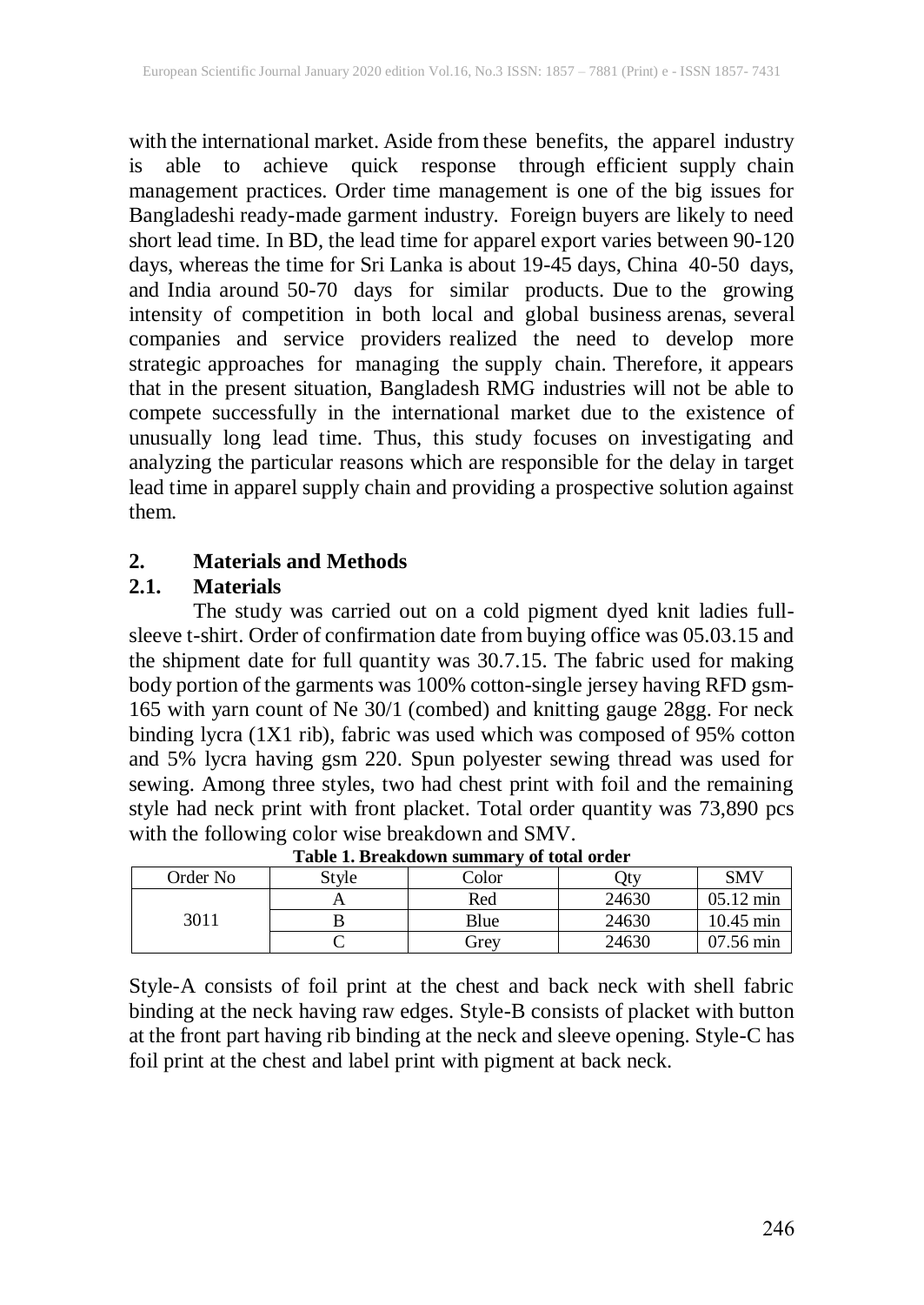with the international market. Aside from these benefits, the apparel industry is able to achieve quick response through efficient supply chain management practices. Order time management is one of the big issues for Bangladeshi ready-made garment industry. Foreign buyers are likely to need short lead time. In BD, the lead time for apparel export varies between 90-120 days, whereas the time for Sri Lanka is about 19-45 days, China 40-50 days, and India around 50-70 days for similar products. Due to the growing intensity of competition in both local and global business arenas, several companies and service providers realized the need to develop more strategic approaches for managing the supply chain. Therefore, it appears that in the present situation, Bangladesh RMG industries will not be able to compete successfully in the international market due to the existence of unusually long lead time. Thus, this study focuses on investigating and analyzing the particular reasons which are responsible for the delay in target lead time in apparel supply chain and providing a prospective solution against them.

## 2. Materials and Methods

### 2.1. Materials

The study was carried out on a cold pigment dyed knit ladies full-sleeve t-shirt. Order of confirmation date from buying office was 05.03.15 and the shipment date for full quantity was 30.7.15. The fabric used for making body portion of the garments was 100% cotton-single jersey having RFD gsm-165 with yarn count of Ne 30/1 (combed) and knitting gauge 28gg. For neck binding lycra (1X1 rib), fabric was used which was composed of 95% cotton and 5% lycra having gsm 220. Spun polyester sewing thread was used for sewing. Among three styles, two had chest print with foil and the remaining style had neck print with front placket. Total order quantity was 73,890 pcs with the following color wise breakdown and SMV.

**Table 1. Breakdown summary of total order**

| Order No | Style | Color | Qty | SMV |
|---|---|---|---|---|
| 3011 | A | Red | 24630 | 05.12 min |
| | B | Blue | 24630 | 10.45 min |
| | C | Grey | 24630 | 07.56 min |

Style-A consists of foil print at the chest and back neck with shell fabric binding at the neck having raw edges. Style-B consists of placket with button at the front part having rib binding at the neck and sleeve opening. Style-C has foil print at the chest and label print with pigment at back neck.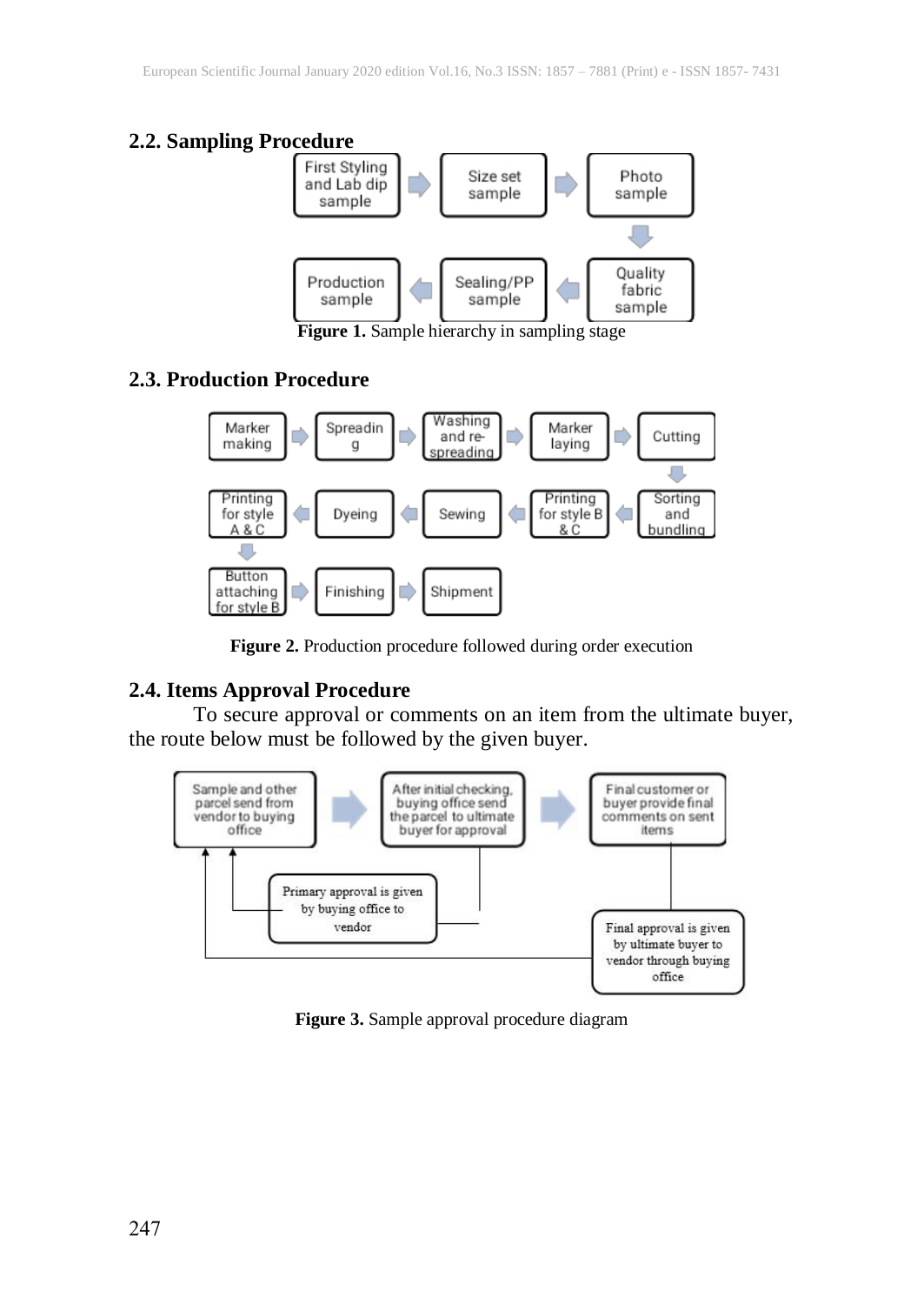## 2.2. Sampling Procedure

First Styling and Lab dip sample → Size set sample → Photo sample → Quality fabric sample → Sealing/PP sample → Production sample

**Figure 1.** Sample hierarchy in sampling stage

## 2.3. Production Procedure

Marker making → Spreading → Washing and re-spreading → Marker laying → Cutting → Sorting and bundling → Printing for style B & C → Sewing → Dyeing → Printing for style A & C → Button attaching for style B → Finishing → Shipment

**Figure 2.** Production procedure followed during order execution

## 2.4. Items Approval Procedure

To secure approval or comments on an item from the ultimate buyer, the route below must be followed by the given buyer.

Sample and other parcel send from vendor to buying office → After initial checking, buying office send the parcel to ultimate buyer for approval → Final customer or buyer provide final comments on sent items

Primary approval is given by buying office to vendor

Final approval is given by ultimate buyer to vendor through buying office

**Figure 3.** Sample approval procedure diagram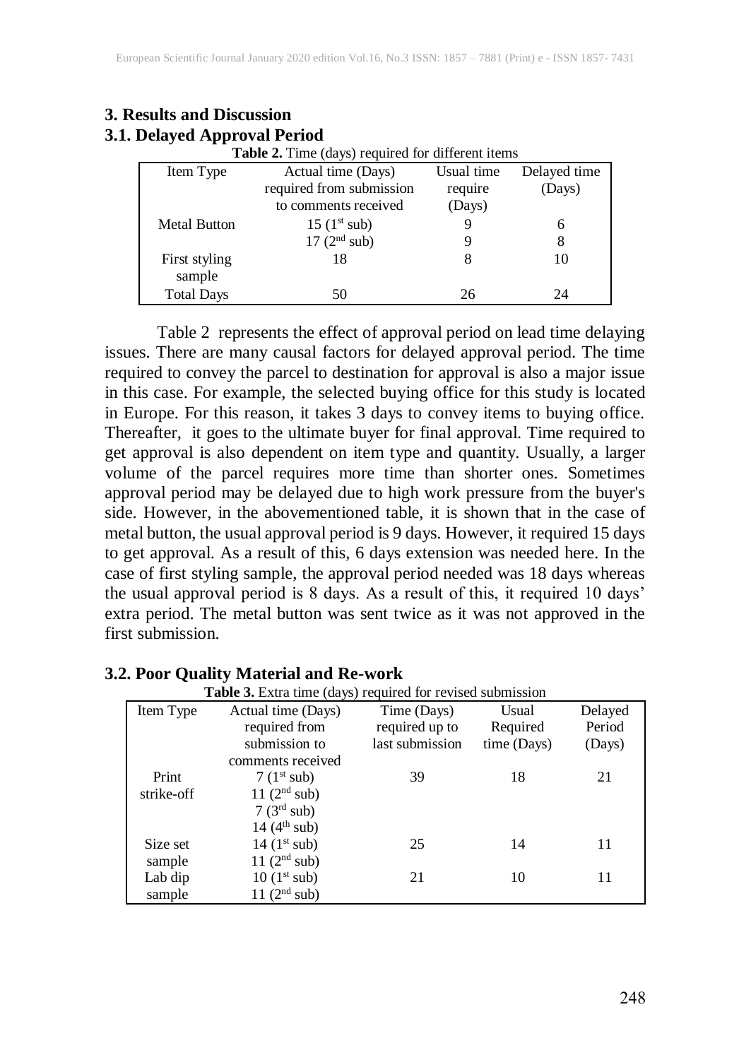## 3. Results and Discussion

### 3.1. Delayed Approval Period

**Table 2.** Time (days) required for different items

| Item Type | Actual time (Days) required from submission to comments received | Usual time require (Days) | Delayed time (Days) |
|---|---|---|---|
| Metal Button | 15 (1st sub) | 9 | 6 |
| | 17 (2nd sub) | 9 | 8 |
| First styling sample | 18 | 8 | 10 |
| Total Days | 50 | 26 | 24 |

Table 2 represents the effect of approval period on lead time delaying issues. There are many causal factors for delayed approval period. The time required to convey the parcel to destination for approval is also a major issue in this case. For example, the selected buying office for this study is located in Europe. For this reason, it takes 3 days to convey items to buying office. Thereafter, it goes to the ultimate buyer for final approval. Time required to get approval is also dependent on item type and quantity. Usually, a larger volume of the parcel requires more time than shorter ones. Sometimes approval period may be delayed due to high work pressure from the buyer's side. However, in the abovementioned table, it is shown that in the case of metal button, the usual approval period is 9 days. However, it required 15 days to get approval. As a result of this, 6 days extension was needed here. In the case of first styling sample, the approval period needed was 18 days whereas the usual approval period is 8 days. As a result of this, it required 10 days' extra period. The metal button was sent twice as it was not approved in the first submission.

### 3.2. Poor Quality Material and Re-work

**Table 3.** Extra time (days) required for revised submission

| Item Type | Actual time (Days) required from submission to comments received | Time (Days) required up to last submission | Usual Required time (Days) | Delayed Period (Days) |
|---|---|---|---|---|
| Print strike-off | 7 (1st sub)<br>11 (2nd sub)<br>7 (3rd sub)<br>14 (4th sub) | 39 | 18 | 21 |
| Size set sample | 14 (1st sub)<br>11 (2nd sub) | 25 | 14 | 11 |
| Lab dip sample | 10 (1st sub)<br>11 (2nd sub) | 21 | 10 | 11 |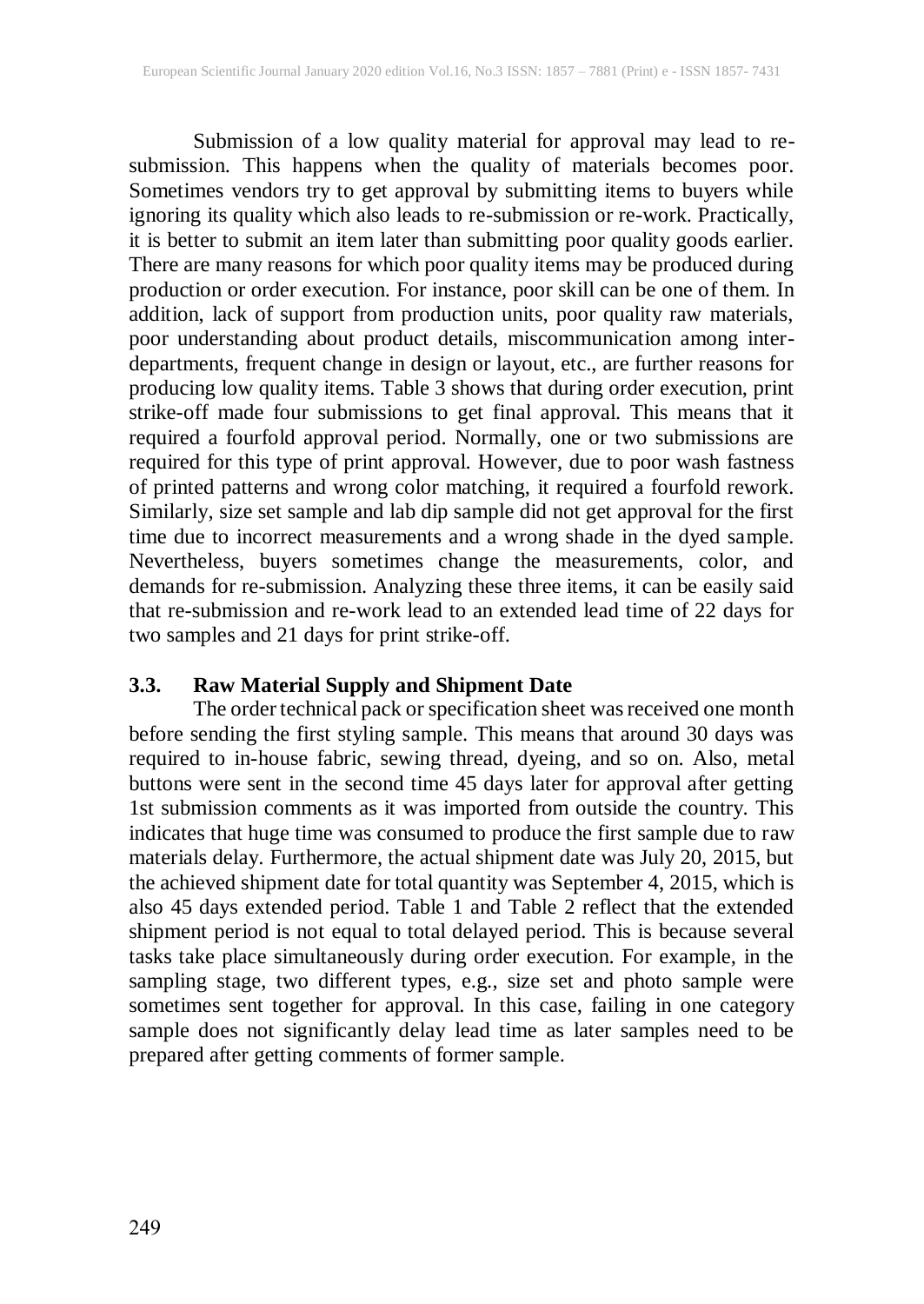Submission of a low quality material for approval may lead to re-submission. This happens when the quality of materials becomes poor. Sometimes vendors try to get approval by submitting items to buyers while ignoring its quality which also leads to re-submission or re-work. Practically, it is better to submit an item later than submitting poor quality goods earlier. There are many reasons for which poor quality items may be produced during production or order execution. For instance, poor skill can be one of them. In addition, lack of support from production units, poor quality raw materials, poor understanding about product details, miscommunication among inter-departments, frequent change in design or layout, etc., are further reasons for producing low quality items. Table 3 shows that during order execution, print strike-off made four submissions to get final approval. This means that it required a fourfold approval period. Normally, one or two submissions are required for this type of print approval. However, due to poor wash fastness of printed patterns and wrong color matching, it required a fourfold rework. Similarly, size set sample and lab dip sample did not get approval for the first time due to incorrect measurements and a wrong shade in the dyed sample. Nevertheless, buyers sometimes change the measurements, color, and demands for re-submission. Analyzing these three items, it can be easily said that re-submission and re-work lead to an extended lead time of 22 days for two samples and 21 days for print strike-off.

## 3.3. Raw Material Supply and Shipment Date

The order technical pack or specification sheet was received one month before sending the first styling sample. This means that around 30 days was required to in-house fabric, sewing thread, dyeing, and so on. Also, metal buttons were sent in the second time 45 days later for approval after getting 1st submission comments as it was imported from outside the country. This indicates that huge time was consumed to produce the first sample due to raw materials delay. Furthermore, the actual shipment date was July 20, 2015, but the achieved shipment date for total quantity was September 4, 2015, which is also 45 days extended period. Table 1 and Table 2 reflect that the extended shipment period is not equal to total delayed period. This is because several tasks take place simultaneously during order execution. For example, in the sampling stage, two different types, e.g., size set and photo sample were sometimes sent together for approval. In this case, failing in one category sample does not significantly delay lead time as later samples need to be prepared after getting comments of former sample.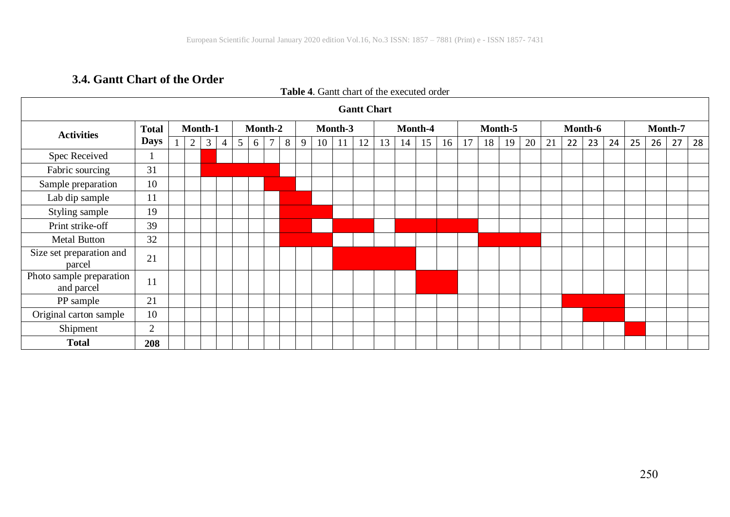### 3.4. Gantt Chart of the Order

**Table 4**. Gantt chart of the executed order

| Activities | Total Days | Month-1 | | | | Month-2 | | | | Month-3 | | | | Month-4 | | | | Month-5 | | | | Month-6 | | | | Month-7 | | | |
|---|---|---|---|---|---|---|---|---|---|---|---|---|---|---|---|---|---|---|---|---|---|---|---|---|---|---|---|---|---|
| | | 1 | 2 | 3 | 4 | 5 | 6 | 7 | 8 | 9 | 10 | 11 | 12 | 13 | 14 | 15 | 16 | 17 | 18 | 19 | 20 | 21 | 22 | 23 | 24 | 25 | 26 | 27 | 28 |
| Spec Received | 1 | | | ■ | | | | | | | | | | | | | | | | | | | | | | | | | |
| Fabric sourcing | 31 | | | ■ | ■ | ■ | ■ | ■ | | | | | | | | | | | | | | | | | | | | | |
| Sample preparation | 10 | | | | | | | ■ | ■ | | | | | | | | | | | | | | | | | | | | |
| Lab dip sample | 11 | | | | | | | | ■ | ■ | | | | | | | | | | | | | | | | | | | |
| Styling sample | 19 | | | | | | | | ■ | ■ | ■ | | | | | | | | | | | | | | | | | | |
| Print strike-off | 39 | | | | | | | | ■ | ■ | | ■ | ■ | | ■ | ■ | ■ | ■ | | | | | | | | | | | |
| Metal Button | 32 | | | | | | | | ■ | ■ | ■ | | | | | | | | ■ | ■ | ■ | | | | | | | | |
| Size set preparation and parcel | 21 | | | | | | | | | | | ■ | ■ | ■ | ■ | | | | | | | | | | | | | | |
| Photo sample preparation and parcel | 11 | | | | | | | | | | | | | | | ■ | ■ | | | | | | | | | | | | |
| PP sample | 21 | | | | | | | | | | | | | | | | | | | | | | ■ | ■ | ■ | | | | |
| Original carton sample | 10 | | | | | | | | | | | | | | | | | | | | | | | ■ | ■ | | | | |
| Shipment | 2 | | | | | | | | | | | | | | | | | | | | | | | | | ■ | | | |
| **Total** | **208** | | | | | | | | | | | | | | | | | | | | | | | | | | | | |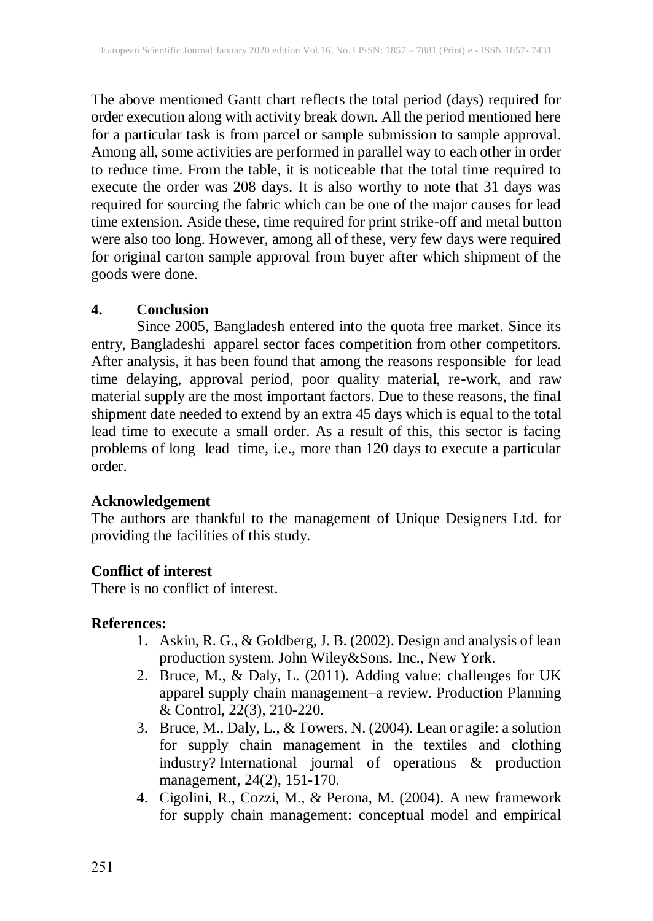The above mentioned Gantt chart reflects the total period (days) required for order execution along with activity break down. All the period mentioned here for a particular task is from parcel or sample submission to sample approval. Among all, some activities are performed in parallel way to each other in order to reduce time. From the table, it is noticeable that the total time required to execute the order was 208 days. It is also worthy to note that 31 days was required for sourcing the fabric which can be one of the major causes for lead time extension. Aside these, time required for print strike-off and metal button were also too long. However, among all of these, very few days were required for original carton sample approval from buyer after which shipment of the goods were done.

## 4. Conclusion

Since 2005, Bangladesh entered into the quota free market. Since its entry, Bangladeshi apparel sector faces competition from other competitors. After analysis, it has been found that among the reasons responsible for lead time delaying, approval period, poor quality material, re-work, and raw material supply are the most important factors. Due to these reasons, the final shipment date needed to extend by an extra 45 days which is equal to the total lead time to execute a small order. As a result of this, this sector is facing problems of long lead time, i.e., more than 120 days to execute a particular order.

### Acknowledgement

The authors are thankful to the management of Unique Designers Ltd. for providing the facilities of this study.

### Conflict of interest

There is no conflict of interest.

### References:

1. Askin, R. G., & Goldberg, J. B. (2002). Design and analysis of lean production system. John Wiley&Sons. Inc., New York.
2. Bruce, M., & Daly, L. (2011). Adding value: challenges for UK apparel supply chain management–a review. Production Planning & Control, 22(3), 210-220.
3. Bruce, M., Daly, L., & Towers, N. (2004). Lean or agile: a solution for supply chain management in the textiles and clothing industry? International journal of operations & production management, 24(2), 151-170.
4. Cigolini, R., Cozzi, M., & Perona, M. (2004). A new framework for supply chain management: conceptual model and empirical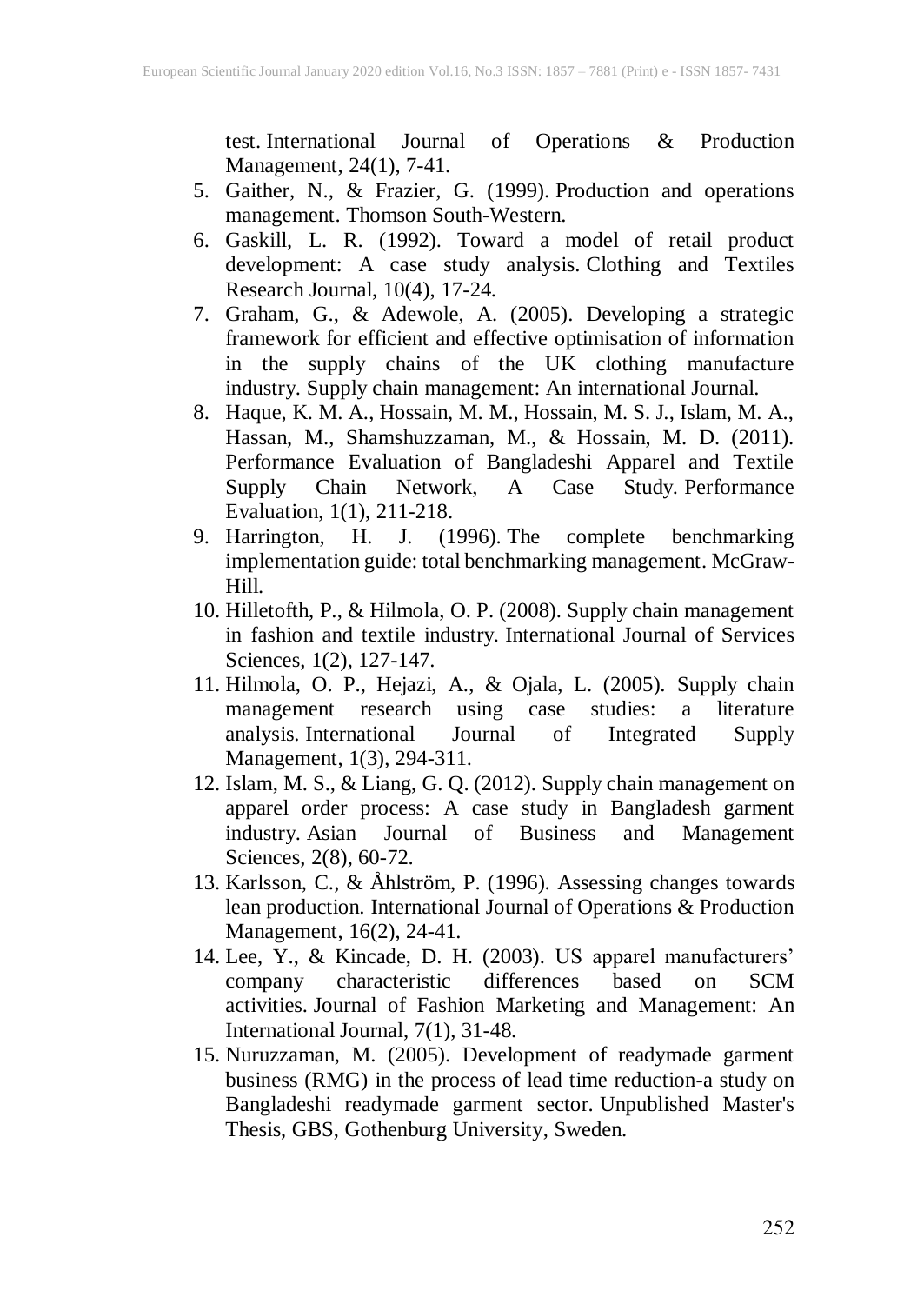test. International Journal of Operations & Production Management, 24(1), 7-41.

5. Gaither, N., & Frazier, G. (1999). Production and operations management. Thomson South-Western.
6. Gaskill, L. R. (1992). Toward a model of retail product development: A case study analysis. Clothing and Textiles Research Journal, 10(4), 17-24.
7. Graham, G., & Adewole, A. (2005). Developing a strategic framework for efficient and effective optimisation of information in the supply chains of the UK clothing manufacture industry. Supply chain management: An international Journal.
8. Haque, K. M. A., Hossain, M. M., Hossain, M. S. J., Islam, M. A., Hassan, M., Shamshuzzaman, M., & Hossain, M. D. (2011). Performance Evaluation of Bangladeshi Apparel and Textile Supply Chain Network, A Case Study. Performance Evaluation, 1(1), 211-218.
9. Harrington, H. J. (1996). The complete benchmarking implementation guide: total benchmarking management. McGraw-Hill.
10. Hilletofth, P., & Hilmola, O. P. (2008). Supply chain management in fashion and textile industry. International Journal of Services Sciences, 1(2), 127-147.
11. Hilmola, O. P., Hejazi, A., & Ojala, L. (2005). Supply chain management research using case studies: a literature analysis. International Journal of Integrated Supply Management, 1(3), 294-311.
12. Islam, M. S., & Liang, G. Q. (2012). Supply chain management on apparel order process: A case study in Bangladesh garment industry. Asian Journal of Business and Management Sciences, 2(8), 60-72.
13. Karlsson, C., & Åhlström, P. (1996). Assessing changes towards lean production. International Journal of Operations & Production Management, 16(2), 24-41.
14. Lee, Y., & Kincade, D. H. (2003). US apparel manufacturers' company characteristic differences based on SCM activities. Journal of Fashion Marketing and Management: An International Journal, 7(1), 31-48.
15. Nuruzzaman, M. (2005). Development of readymade garment business (RMG) in the process of lead time reduction-a study on Bangladeshi readymade garment sector. Unpublished Master's Thesis, GBS, Gothenburg University, Sweden.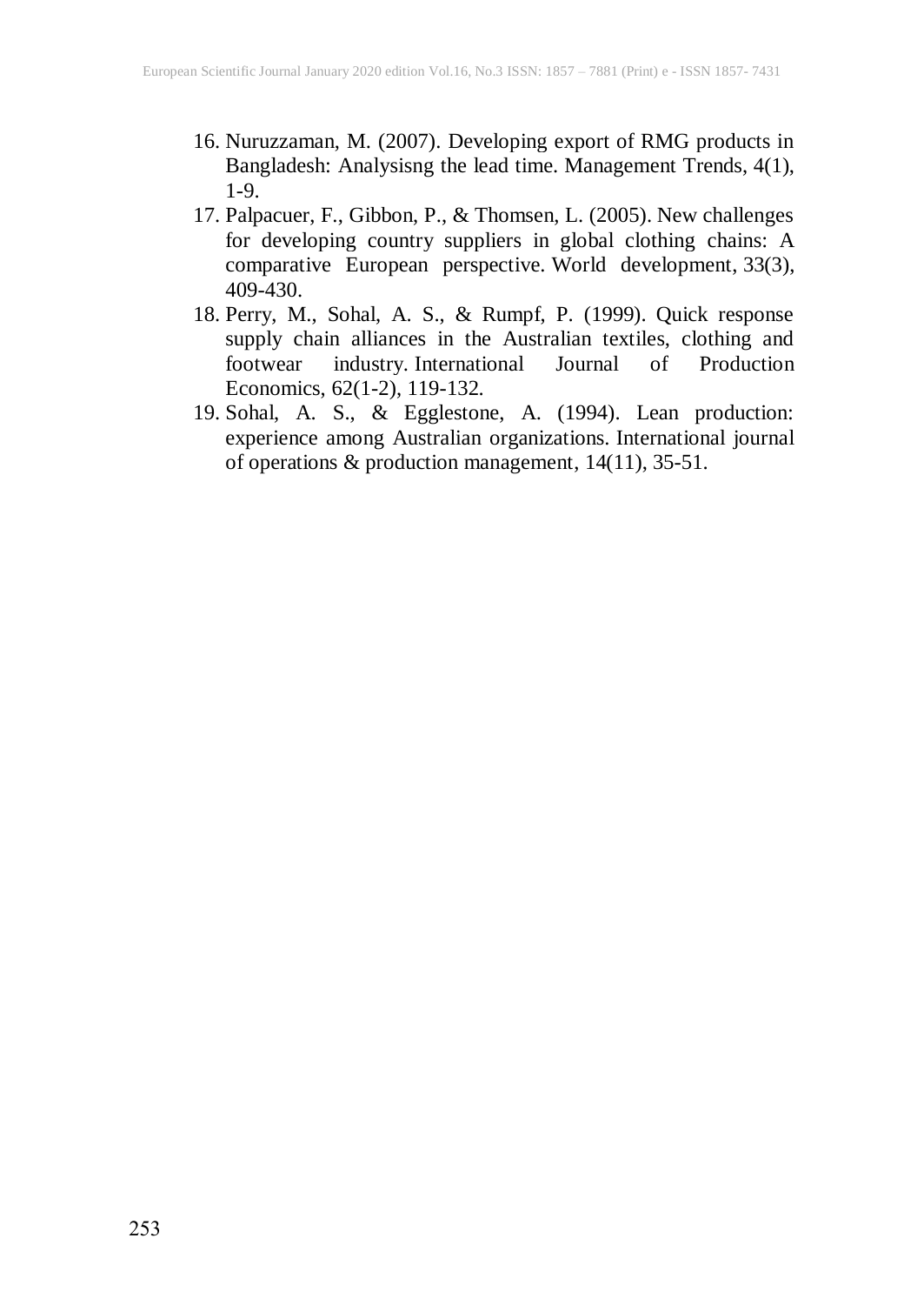16. Nuruzzaman, M. (2007). Developing export of RMG products in Bangladesh: Analysisng the lead time. Management Trends, 4(1), 1-9.
17. Palpacuer, F., Gibbon, P., & Thomsen, L. (2005). New challenges for developing country suppliers in global clothing chains: A comparative European perspective. World development, 33(3), 409-430.
18. Perry, M., Sohal, A. S., & Rumpf, P. (1999). Quick response supply chain alliances in the Australian textiles, clothing and footwear industry. International Journal of Production Economics, 62(1-2), 119-132.
19. Sohal, A. S., & Egglestone, A. (1994). Lean production: experience among Australian organizations. International journal of operations & production management, 14(11), 35-51.